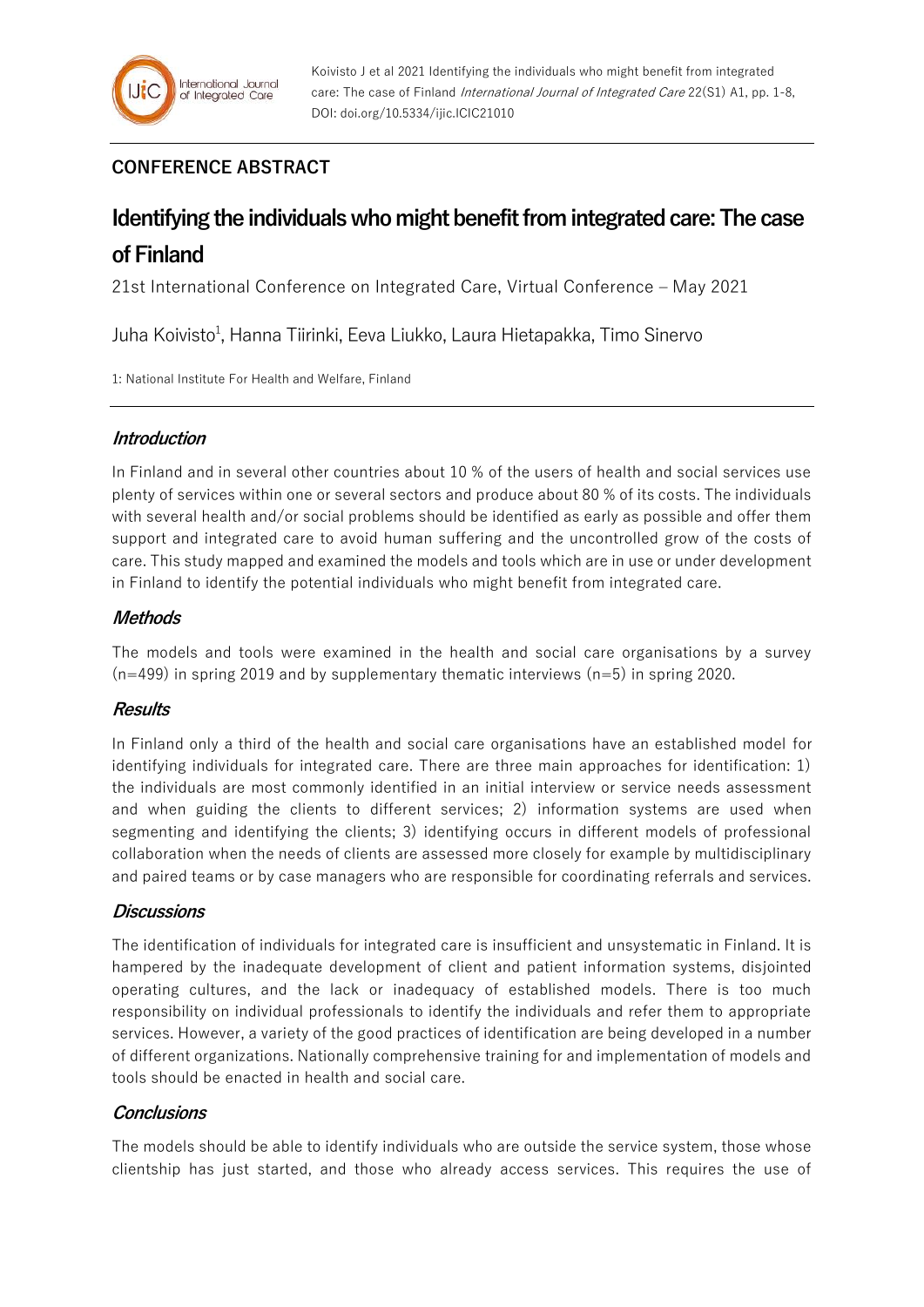Koivisto J et al 2021 Identifying the individuals who might benefit from integrated care: The case of Finland *International Journal of Integrated Care* 22(S1) A1, pp. 1-8, DOI: doi.org/10.5334/ijic.ICIC21010

**CONFERENCE ABSTRACT**

# Identifying the individuals who might benefit from integrated care: The case of Finland

21st International Conference on Integrated Care, Virtual Conference – May 2021

Juha Koivisto[1], Hanna Tiirinki, Eeva Liukko, Laura Hietapakka, Timo Sinervo

1: National Institute For Health and Welfare, Finland

## *Introduction*

In Finland and in several other countries about 10 % of the users of health and social services use plenty of services within one or several sectors and produce about 80 % of its costs. The individuals with several health and/or social problems should be identified as early as possible and offer them support and integrated care to avoid human suffering and the uncontrolled grow of the costs of care. This study mapped and examined the models and tools which are in use or under development in Finland to identify the potential individuals who might benefit from integrated care.

## *Methods*

The models and tools were examined in the health and social care organisations by a survey (n=499) in spring 2019 and by supplementary thematic interviews (n=5) in spring 2020.

## *Results*

In Finland only a third of the health and social care organisations have an established model for identifying individuals for integrated care. There are three main approaches for identification: 1) the individuals are most commonly identified in an initial interview or service needs assessment and when guiding the clients to different services; 2) information systems are used when segmenting and identifying the clients; 3) identifying occurs in different models of professional collaboration when the needs of clients are assessed more closely for example by multidisciplinary and paired teams or by case managers who are responsible for coordinating referrals and services.

## *Discussions*

The identification of individuals for integrated care is insufficient and unsystematic in Finland. It is hampered by the inadequate development of client and patient information systems, disjointed operating cultures, and the lack or inadequacy of established models. There is too much responsibility on individual professionals to identify the individuals and refer them to appropriate services. However, a variety of the good practices of identification are being developed in a number of different organizations. Nationally comprehensive training for and implementation of models and tools should be enacted in health and social care.

## *Conclusions*

The models should be able to identify individuals who are outside the service system, those whose clientship has just started, and those who already access services. This requires the use of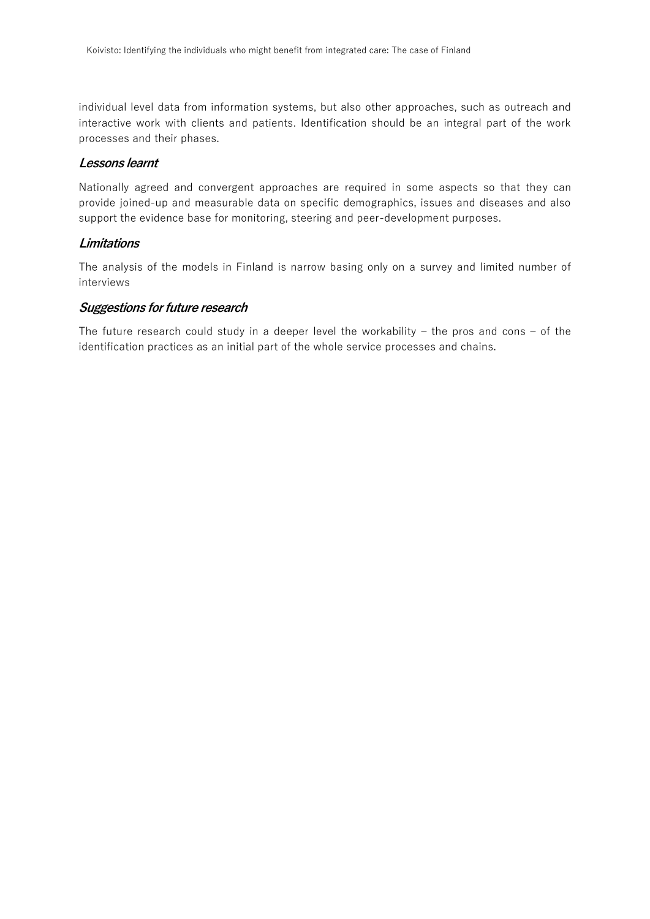individual level data from information systems, but also other approaches, such as outreach and interactive work with clients and patients. Identification should be an integral part of the work processes and their phases.

### *Lessons learnt*

Nationally agreed and convergent approaches are required in some aspects so that they can provide joined-up and measurable data on specific demographics, issues and diseases and also support the evidence base for monitoring, steering and peer-development purposes.

### *Limitations*

The analysis of the models in Finland is narrow basing only on a survey and limited number of interviews

### *Suggestions for future research*

The future research could study in a deeper level the workability – the pros and cons – of the identification practices as an initial part of the whole service processes and chains.